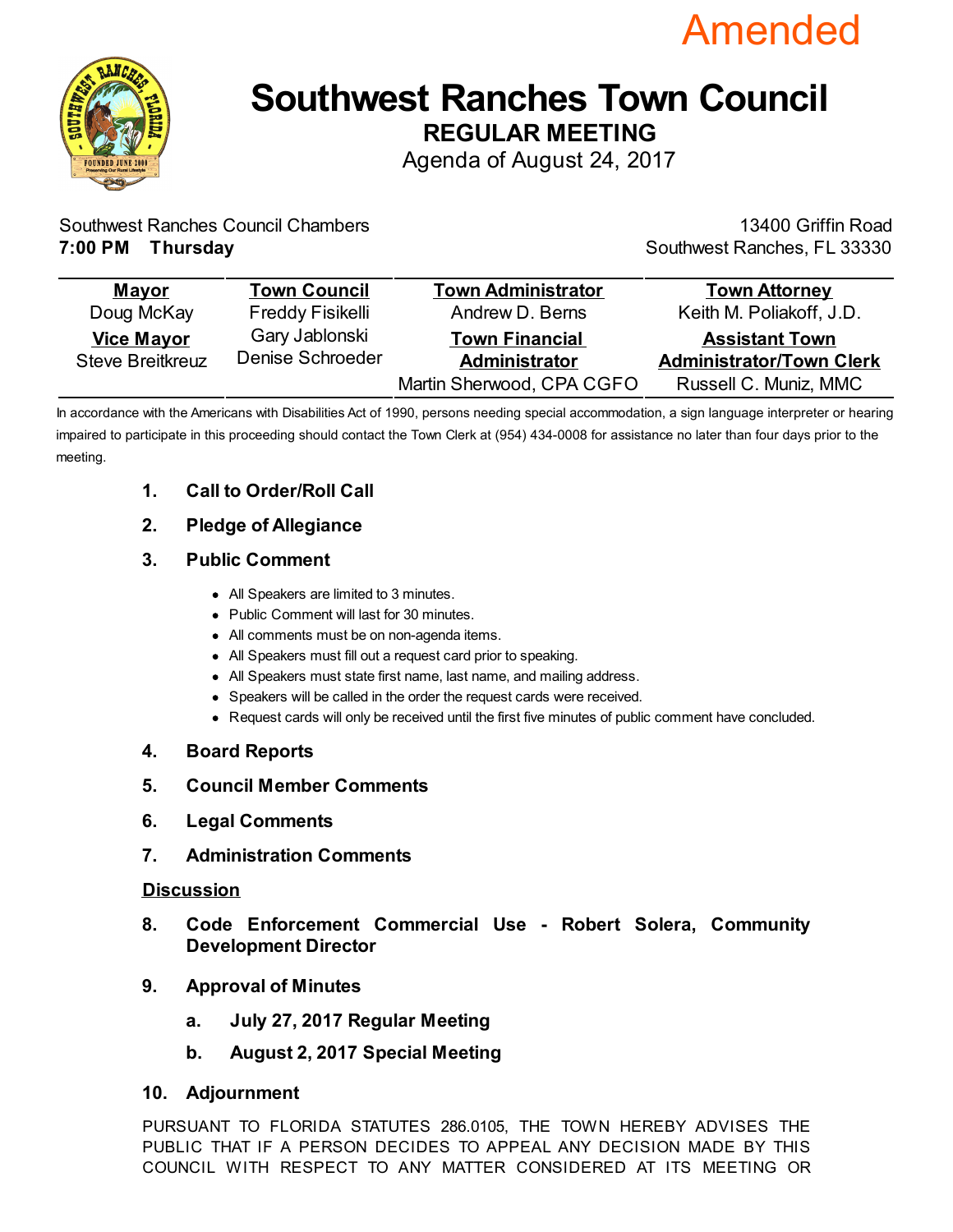Amended

# Southwest Ranches Town Council

## REGULAR MEETING

Agenda of August 24, 2017

Southwest Ranches Council Chambers
**7:00 PM Thursday**

13400 Griffin Road
Southwest Ranches, FL 33330

| **Mayor** | **Town Council** | **Town Administrator** | **Town Attorney** |
|---|---|---|---|
| Doug McKay | Freddy Fisikelli | Andrew D. Berns | Keith M. Poliakoff, J.D. |
| **Vice Mayor** | Gary Jablonski | **Town Financial Administrator** | **Assistant Town Administrator/Town Clerk** |
| Steve Breitkreuz | Denise Schroeder | Martin Sherwood, CPA CGFO | Russell C. Muniz, MMC |

In accordance with the Americans with Disabilities Act of 1990, persons needing special accommodation, a sign language interpreter or hearing impaired to participate in this proceeding should contact the Town Clerk at (954) 434-0008 for assistance no later than four days prior to the meeting.

1. **Call to Order/Roll Call**
2. **Pledge of Allegiance**
3. **Public Comment**
   - All Speakers are limited to 3 minutes.
   - Public Comment will last for 30 minutes.
   - All comments must be on non-agenda items.
   - All Speakers must fill out a request card prior to speaking.
   - All Speakers must state first name, last name, and mailing address.
   - Speakers will be called in the order the request cards were received.
   - Request cards will only be received until the first five minutes of public comment have concluded.
4. **Board Reports**
5. **Council Member Comments**
6. **Legal Comments**
7. **Administration Comments**

**Discussion**

8. **Code Enforcement Commercial Use - Robert Solera, Community Development Director**
9. **Approval of Minutes**
   a. **July 27, 2017 Regular Meeting**
   b. **August 2, 2017 Special Meeting**
10. **Adjournment**

PURSUANT TO FLORIDA STATUTES 286.0105, THE TOWN HEREBY ADVISES THE PUBLIC THAT IF A PERSON DECIDES TO APPEAL ANY DECISION MADE BY THIS COUNCIL WITH RESPECT TO ANY MATTER CONSIDERED AT ITS MEETING OR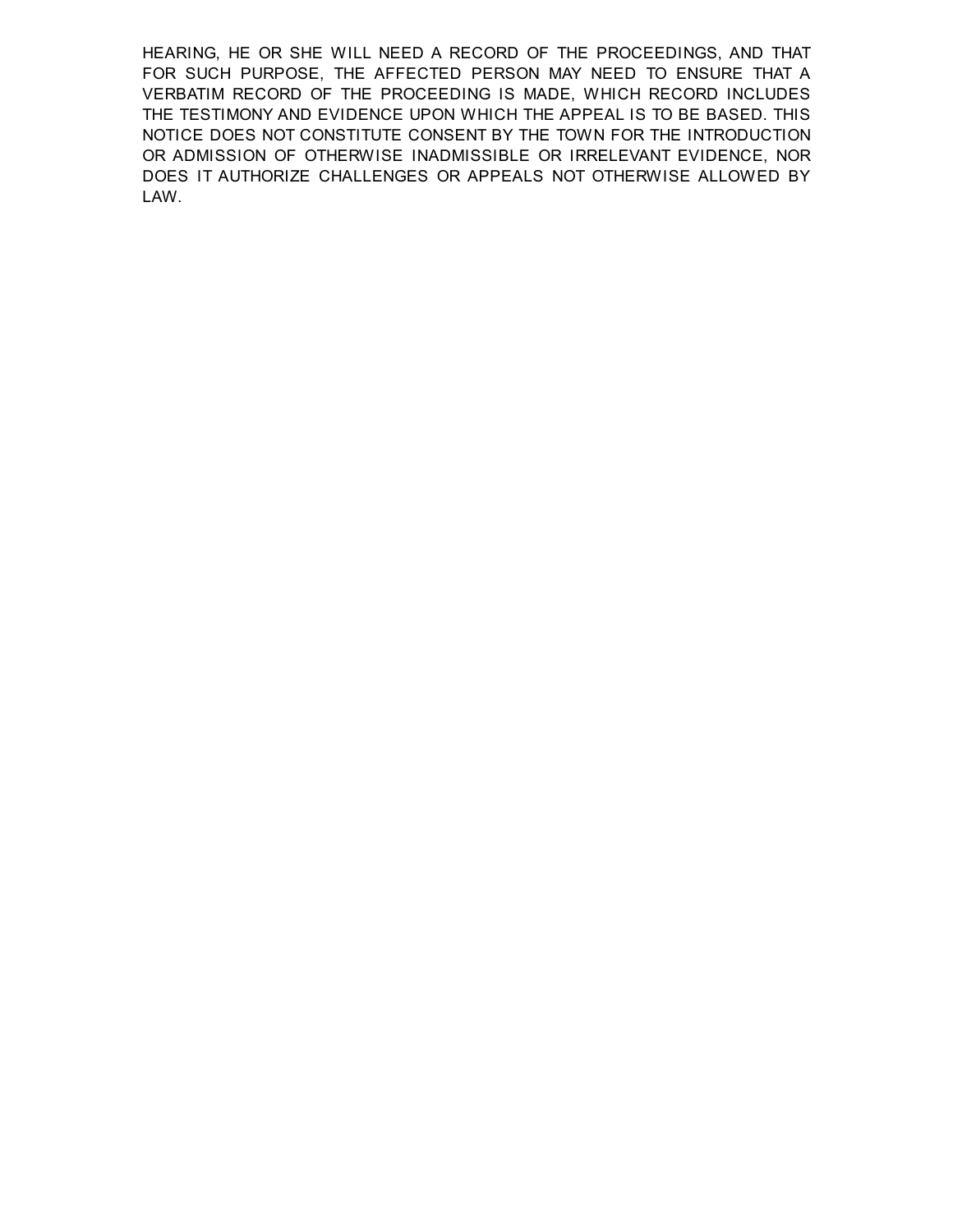HEARING, HE OR SHE WILL NEED A RECORD OF THE PROCEEDINGS, AND THAT FOR SUCH PURPOSE, THE AFFECTED PERSON MAY NEED TO ENSURE THAT A VERBATIM RECORD OF THE PROCEEDING IS MADE, WHICH RECORD INCLUDES THE TESTIMONY AND EVIDENCE UPON WHICH THE APPEAL IS TO BE BASED. THIS NOTICE DOES NOT CONSTITUTE CONSENT BY THE TOWN FOR THE INTRODUCTION OR ADMISSION OF OTHERWISE INADMISSIBLE OR IRRELEVANT EVIDENCE, NOR DOES IT AUTHORIZE CHALLENGES OR APPEALS NOT OTHERWISE ALLOWED BY LAW.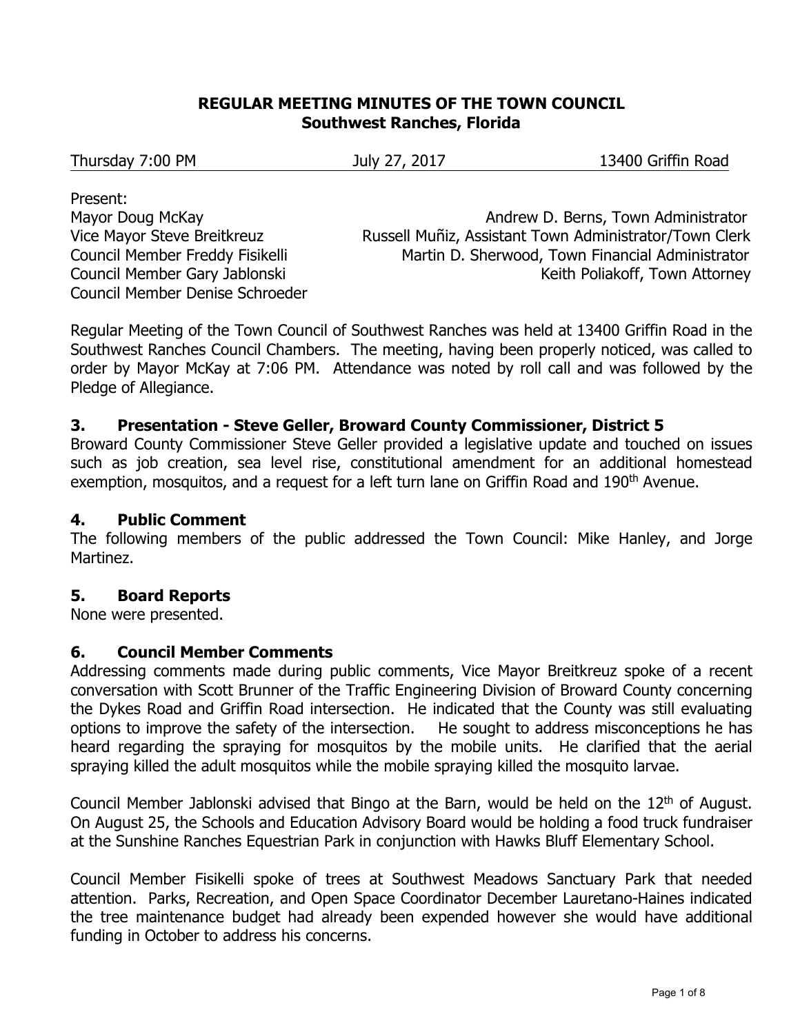**REGULAR MEETING MINUTES OF THE TOWN COUNCIL**
**Southwest Ranches, Florida**

Thursday 7:00 PM | July 27, 2017 | 13400 Griffin Road

Present:

Mayor Doug McKay
Vice Mayor Steve Breitkreuz
Council Member Freddy Fisikelli
Council Member Gary Jablonski
Council Member Denise Schroeder

Andrew D. Berns, Town Administrator
Russell Muñiz, Assistant Town Administrator/Town Clerk
Martin D. Sherwood, Town Financial Administrator
Keith Poliakoff, Town Attorney

Regular Meeting of the Town Council of Southwest Ranches was held at 13400 Griffin Road in the Southwest Ranches Council Chambers. The meeting, having been properly noticed, was called to order by Mayor McKay at 7:06 PM. Attendance was noted by roll call and was followed by the Pledge of Allegiance.

## 3. Presentation - Steve Geller, Broward County Commissioner, District 5

Broward County Commissioner Steve Geller provided a legislative update and touched on issues such as job creation, sea level rise, constitutional amendment for an additional homestead exemption, mosquitos, and a request for a left turn lane on Griffin Road and 190th Avenue.

## 4. Public Comment

The following members of the public addressed the Town Council: Mike Hanley, and Jorge Martinez.

## 5. Board Reports

None were presented.

## 6. Council Member Comments

Addressing comments made during public comments, Vice Mayor Breitkreuz spoke of a recent conversation with Scott Brunner of the Traffic Engineering Division of Broward County concerning the Dykes Road and Griffin Road intersection. He indicated that the County was still evaluating options to improve the safety of the intersection. He sought to address misconceptions he has heard regarding the spraying for mosquitos by the mobile units. He clarified that the aerial spraying killed the adult mosquitos while the mobile spraying killed the mosquito larvae.

Council Member Jablonski advised that Bingo at the Barn, would be held on the 12th of August. On August 25, the Schools and Education Advisory Board would be holding a food truck fundraiser at the Sunshine Ranches Equestrian Park in conjunction with Hawks Bluff Elementary School.

Council Member Fisikelli spoke of trees at Southwest Meadows Sanctuary Park that needed attention. Parks, Recreation, and Open Space Coordinator December Lauretano-Haines indicated the tree maintenance budget had already been expended however she would have additional funding in October to address his concerns.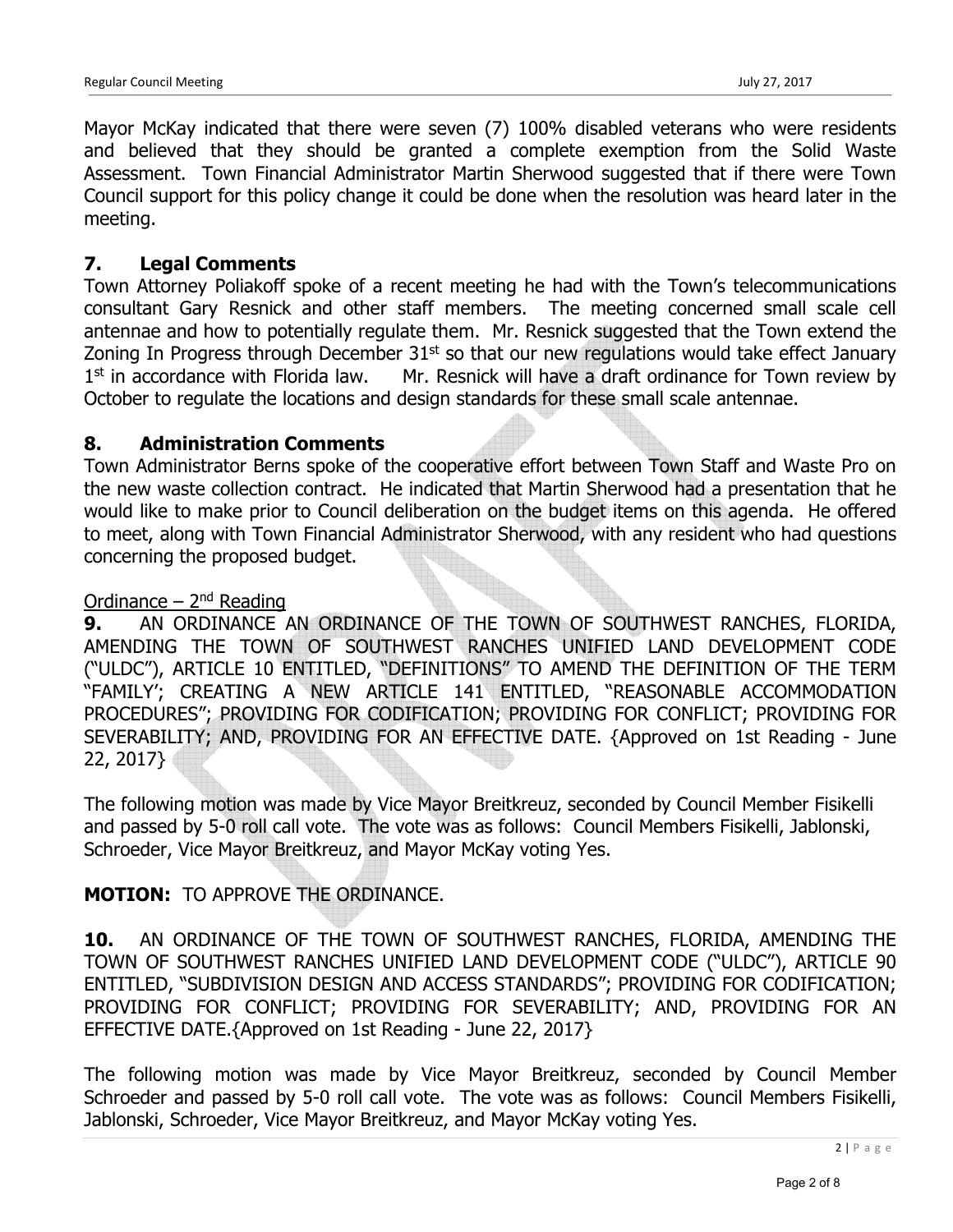Mayor McKay indicated that there were seven (7) 100% disabled veterans who were residents and believed that they should be granted a complete exemption from the Solid Waste Assessment. Town Financial Administrator Martin Sherwood suggested that if there were Town Council support for this policy change it could be done when the resolution was heard later in the meeting.

## 7. Legal Comments

Town Attorney Poliakoff spoke of a recent meeting he had with the Town's telecommunications consultant Gary Resnick and other staff members. The meeting concerned small scale cell antennae and how to potentially regulate them. Mr. Resnick suggested that the Town extend the Zoning In Progress through December 31st so that our new regulations would take effect January 1st in accordance with Florida law. Mr. Resnick will have a draft ordinance for Town review by October to regulate the locations and design standards for these small scale antennae.

## 8. Administration Comments

Town Administrator Berns spoke of the cooperative effort between Town Staff and Waste Pro on the new waste collection contract. He indicated that Martin Sherwood had a presentation that he would like to make prior to Council deliberation on the budget items on this agenda. He offered to meet, along with Town Financial Administrator Sherwood, with any resident who had questions concerning the proposed budget.

Ordinance – 2nd Reading

**9.** AN ORDINANCE AN ORDINANCE OF THE TOWN OF SOUTHWEST RANCHES, FLORIDA, AMENDING THE TOWN OF SOUTHWEST RANCHES UNIFIED LAND DEVELOPMENT CODE ("ULDC"), ARTICLE 10 ENTITLED, "DEFINITIONS" TO AMEND THE DEFINITION OF THE TERM "FAMILY'; CREATING A NEW ARTICLE 141 ENTITLED, "REASONABLE ACCOMMODATION PROCEDURES"; PROVIDING FOR CODIFICATION; PROVIDING FOR CONFLICT; PROVIDING FOR SEVERABILITY; AND, PROVIDING FOR AN EFFECTIVE DATE. {Approved on 1st Reading - June 22, 2017}

The following motion was made by Vice Mayor Breitkreuz, seconded by Council Member Fisikelli and passed by 5-0 roll call vote. The vote was as follows: Council Members Fisikelli, Jablonski, Schroeder, Vice Mayor Breitkreuz, and Mayor McKay voting Yes.

**MOTION:** TO APPROVE THE ORDINANCE.

**10.** AN ORDINANCE OF THE TOWN OF SOUTHWEST RANCHES, FLORIDA, AMENDING THE TOWN OF SOUTHWEST RANCHES UNIFIED LAND DEVELOPMENT CODE ("ULDC"), ARTICLE 90 ENTITLED, "SUBDIVISION DESIGN AND ACCESS STANDARDS"; PROVIDING FOR CODIFICATION; PROVIDING FOR CONFLICT; PROVIDING FOR SEVERABILITY; AND, PROVIDING FOR AN EFFECTIVE DATE.{Approved on 1st Reading - June 22, 2017}

The following motion was made by Vice Mayor Breitkreuz, seconded by Council Member Schroeder and passed by 5-0 roll call vote. The vote was as follows: Council Members Fisikelli, Jablonski, Schroeder, Vice Mayor Breitkreuz, and Mayor McKay voting Yes.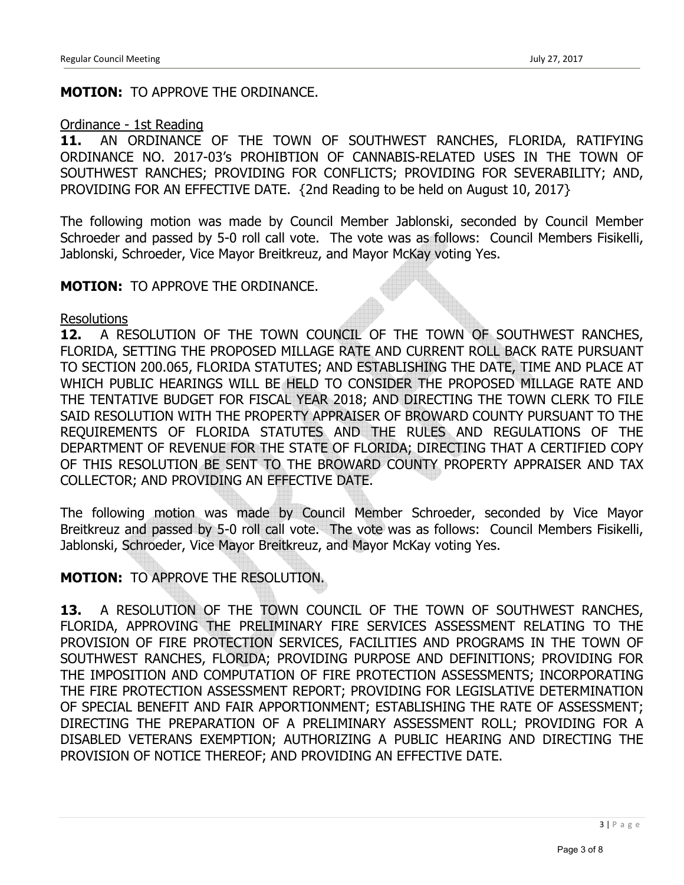**MOTION:** TO APPROVE THE ORDINANCE.

Ordinance - 1st Reading

**11.** AN ORDINANCE OF THE TOWN OF SOUTHWEST RANCHES, FLORIDA, RATIFYING ORDINANCE NO. 2017-03's PROHIBTION OF CANNABIS-RELATED USES IN THE TOWN OF SOUTHWEST RANCHES; PROVIDING FOR CONFLICTS; PROVIDING FOR SEVERABILITY; AND, PROVIDING FOR AN EFFECTIVE DATE. {2nd Reading to be held on August 10, 2017}

The following motion was made by Council Member Jablonski, seconded by Council Member Schroeder and passed by 5-0 roll call vote. The vote was as follows: Council Members Fisikelli, Jablonski, Schroeder, Vice Mayor Breitkreuz, and Mayor McKay voting Yes.

**MOTION:** TO APPROVE THE ORDINANCE.

Resolutions

**12.** A RESOLUTION OF THE TOWN COUNCIL OF THE TOWN OF SOUTHWEST RANCHES, FLORIDA, SETTING THE PROPOSED MILLAGE RATE AND CURRENT ROLL BACK RATE PURSUANT TO SECTION 200.065, FLORIDA STATUTES; AND ESTABLISHING THE DATE, TIME AND PLACE AT WHICH PUBLIC HEARINGS WILL BE HELD TO CONSIDER THE PROPOSED MILLAGE RATE AND THE TENTATIVE BUDGET FOR FISCAL YEAR 2018; AND DIRECTING THE TOWN CLERK TO FILE SAID RESOLUTION WITH THE PROPERTY APPRAISER OF BROWARD COUNTY PURSUANT TO THE REQUIREMENTS OF FLORIDA STATUTES AND THE RULES AND REGULATIONS OF THE DEPARTMENT OF REVENUE FOR THE STATE OF FLORIDA; DIRECTING THAT A CERTIFIED COPY OF THIS RESOLUTION BE SENT TO THE BROWARD COUNTY PROPERTY APPRAISER AND TAX COLLECTOR; AND PROVIDING AN EFFECTIVE DATE.

The following motion was made by Council Member Schroeder, seconded by Vice Mayor Breitkreuz and passed by 5-0 roll call vote. The vote was as follows: Council Members Fisikelli, Jablonski, Schroeder, Vice Mayor Breitkreuz, and Mayor McKay voting Yes.

**MOTION:** TO APPROVE THE RESOLUTION.

**13.** A RESOLUTION OF THE TOWN COUNCIL OF THE TOWN OF SOUTHWEST RANCHES, FLORIDA, APPROVING THE PRELIMINARY FIRE SERVICES ASSESSMENT RELATING TO THE PROVISION OF FIRE PROTECTION SERVICES, FACILITIES AND PROGRAMS IN THE TOWN OF SOUTHWEST RANCHES, FLORIDA; PROVIDING PURPOSE AND DEFINITIONS; PROVIDING FOR THE IMPOSITION AND COMPUTATION OF FIRE PROTECTION ASSESSMENTS; INCORPORATING THE FIRE PROTECTION ASSESSMENT REPORT; PROVIDING FOR LEGISLATIVE DETERMINATION OF SPECIAL BENEFIT AND FAIR APPORTIONMENT; ESTABLISHING THE RATE OF ASSESSMENT; DIRECTING THE PREPARATION OF A PRELIMINARY ASSESSMENT ROLL; PROVIDING FOR A DISABLED VETERANS EXEMPTION; AUTHORIZING A PUBLIC HEARING AND DIRECTING THE PROVISION OF NOTICE THEREOF; AND PROVIDING AN EFFECTIVE DATE.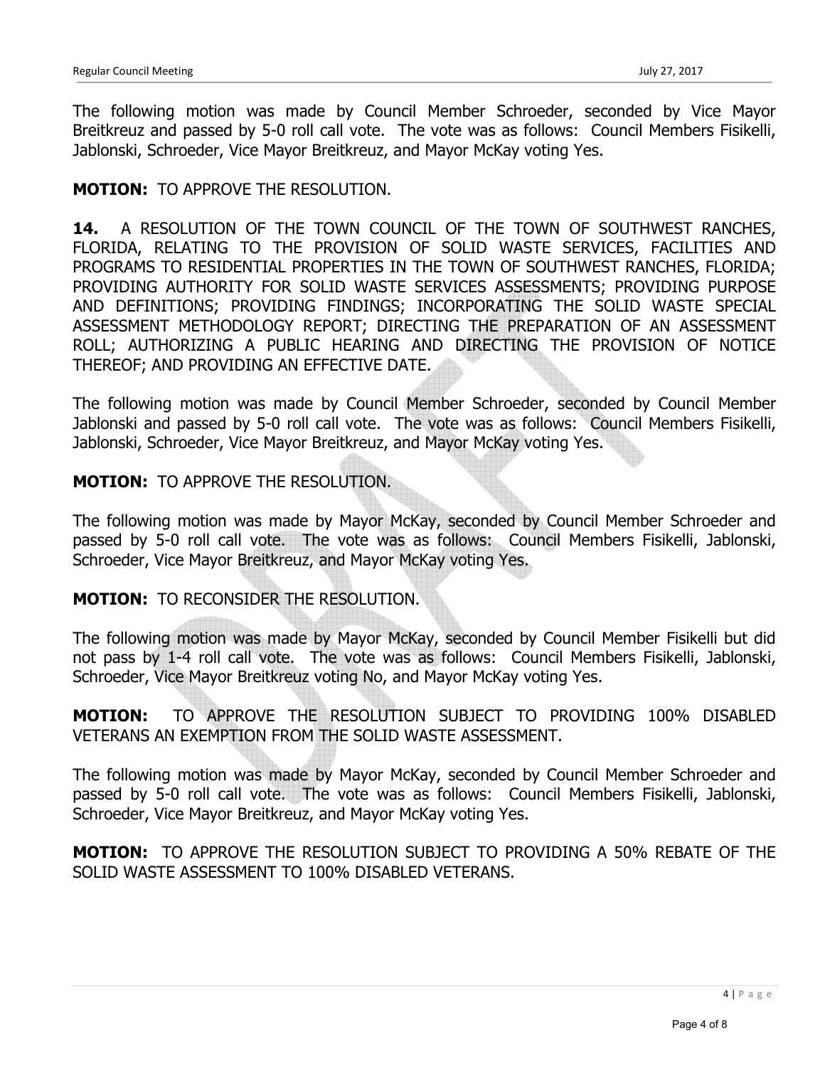The following motion was made by Council Member Schroeder, seconded by Vice Mayor Breitkreuz and passed by 5-0 roll call vote. The vote was as follows: Council Members Fisikelli, Jablonski, Schroeder, Vice Mayor Breitkreuz, and Mayor McKay voting Yes.

**MOTION:** TO APPROVE THE RESOLUTION.

**14.** A RESOLUTION OF THE TOWN COUNCIL OF THE TOWN OF SOUTHWEST RANCHES, FLORIDA, RELATING TO THE PROVISION OF SOLID WASTE SERVICES, FACILITIES AND PROGRAMS TO RESIDENTIAL PROPERTIES IN THE TOWN OF SOUTHWEST RANCHES, FLORIDA; PROVIDING AUTHORITY FOR SOLID WASTE SERVICES ASSESSMENTS; PROVIDING PURPOSE AND DEFINITIONS; PROVIDING FINDINGS; INCORPORATING THE SOLID WASTE SPECIAL ASSESSMENT METHODOLOGY REPORT; DIRECTING THE PREPARATION OF AN ASSESSMENT ROLL; AUTHORIZING A PUBLIC HEARING AND DIRECTING THE PROVISION OF NOTICE THEREOF; AND PROVIDING AN EFFECTIVE DATE.

The following motion was made by Council Member Schroeder, seconded by Council Member Jablonski and passed by 5-0 roll call vote. The vote was as follows: Council Members Fisikelli, Jablonski, Schroeder, Vice Mayor Breitkreuz, and Mayor McKay voting Yes.

**MOTION:** TO APPROVE THE RESOLUTION.

The following motion was made by Mayor McKay, seconded by Council Member Schroeder and passed by 5-0 roll call vote. The vote was as follows: Council Members Fisikelli, Jablonski, Schroeder, Vice Mayor Breitkreuz, and Mayor McKay voting Yes.

**MOTION:** TO RECONSIDER THE RESOLUTION.

The following motion was made by Mayor McKay, seconded by Council Member Fisikelli but did not pass by 1-4 roll call vote. The vote was as follows: Council Members Fisikelli, Jablonski, Schroeder, Vice Mayor Breitkreuz voting No, and Mayor McKay voting Yes.

**MOTION:** TO APPROVE THE RESOLUTION SUBJECT TO PROVIDING 100% DISABLED VETERANS AN EXEMPTION FROM THE SOLID WASTE ASSESSMENT.

The following motion was made by Mayor McKay, seconded by Council Member Schroeder and passed by 5-0 roll call vote. The vote was as follows: Council Members Fisikelli, Jablonski, Schroeder, Vice Mayor Breitkreuz, and Mayor McKay voting Yes.

**MOTION:** TO APPROVE THE RESOLUTION SUBJECT TO PROVIDING A 50% REBATE OF THE SOLID WASTE ASSESSMENT TO 100% DISABLED VETERANS.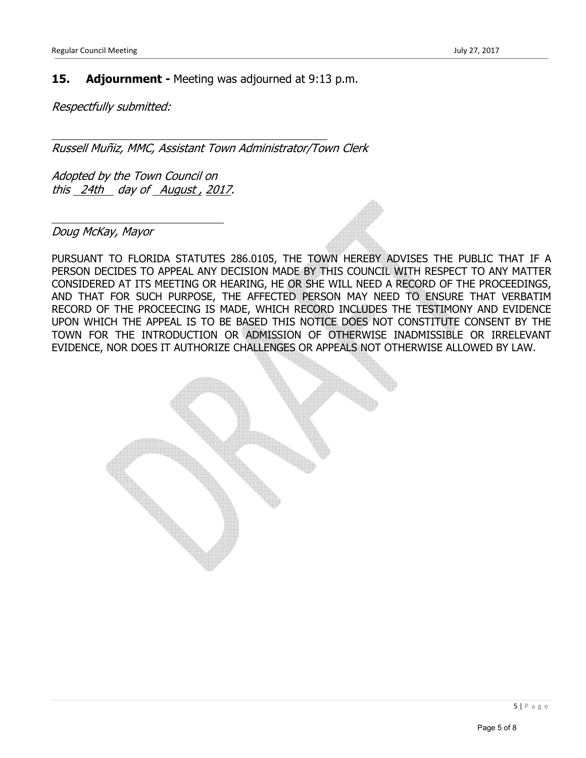## 15. Adjournment - Meeting was adjourned at 9:13 p.m.

*Respectfully submitted:*

\_\_\_\_\_\_\_\_\_\_\_\_\_\_\_\_\_\_\_\_\_\_\_\_\_\_\_\_\_\_\_\_\_\_\_\_\_\_\_\_

*Russell Muñiz, MMC, Assistant Town Administrator/Town Clerk*

*Adopted by the Town Council on*
*this 24th day of August , 2017.*

\_\_\_\_\_\_\_\_\_\_\_\_\_\_\_\_\_\_\_\_\_\_\_\_\_\_\_\_

*Doug McKay, Mayor*

PURSUANT TO FLORIDA STATUTES 286.0105, THE TOWN HEREBY ADVISES THE PUBLIC THAT IF A PERSON DECIDES TO APPEAL ANY DECISION MADE BY THIS COUNCIL WITH RESPECT TO ANY MATTER CONSIDERED AT ITS MEETING OR HEARING, HE OR SHE WILL NEED A RECORD OF THE PROCEEDINGS, AND THAT FOR SUCH PURPOSE, THE AFFECTED PERSON MAY NEED TO ENSURE THAT VERBATIM RECORD OF THE PROCEECING IS MADE, WHICH RECORD INCLUDES THE TESTIMONY AND EVIDENCE UPON WHICH THE APPEAL IS TO BE BASED THIS NOTICE DOES NOT CONSTITUTE CONSENT BY THE TOWN FOR THE INTRODUCTION OR ADMISSION OF OTHERWISE INADMISSIBLE OR IRRELEVANT EVIDENCE, NOR DOES IT AUTHORIZE CHALLENGES OR APPEALS NOT OTHERWISE ALLOWED BY LAW.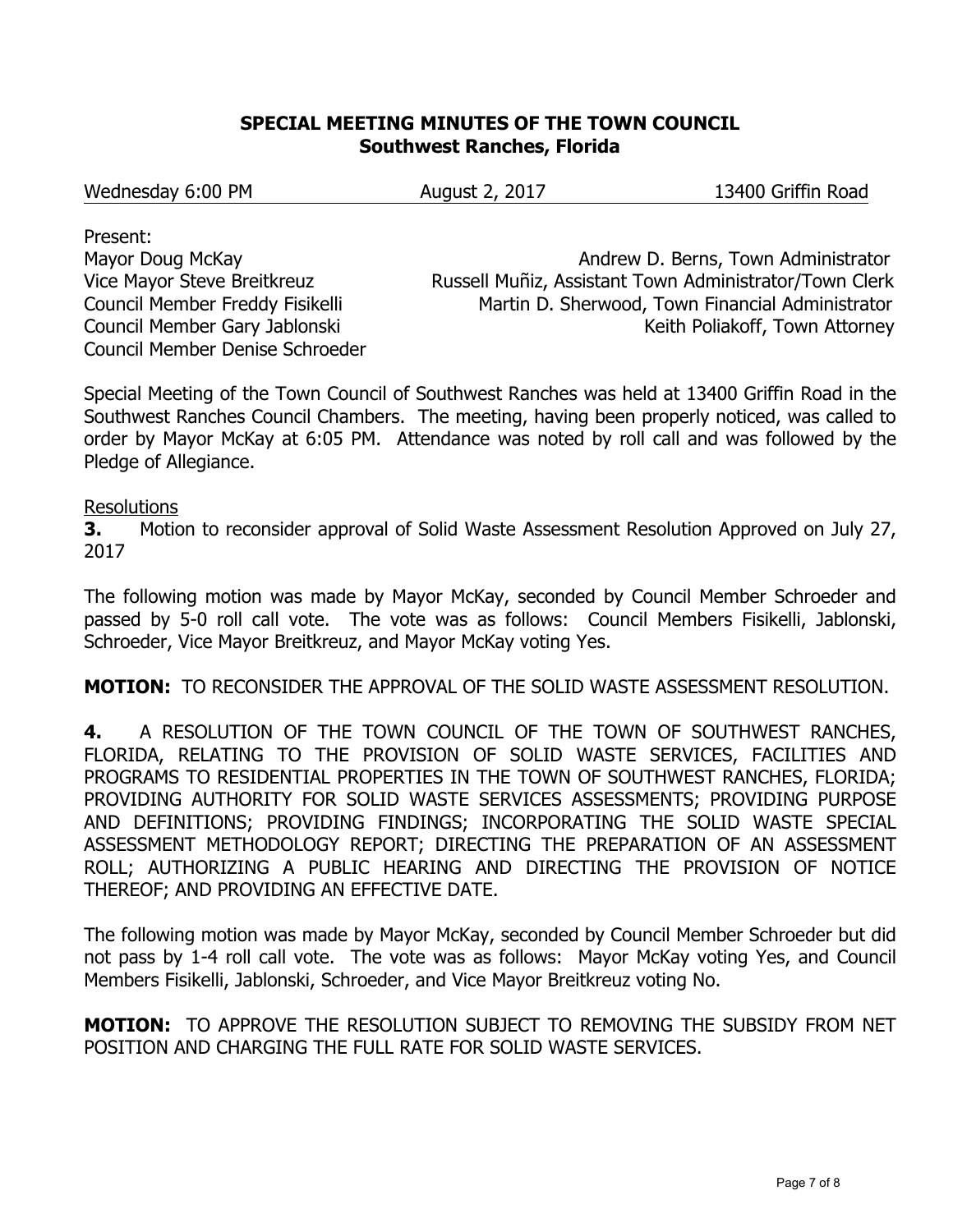## SPECIAL MEETING MINUTES OF THE TOWN COUNCIL
### Southwest Ranches, Florida

Wednesday 6:00 PM — August 2, 2017 — 13400 Griffin Road

Present:

| | |
|---|---|
| Mayor Doug McKay | Andrew D. Berns, Town Administrator |
| Vice Mayor Steve Breitkreuz | Russell Muñiz, Assistant Town Administrator/Town Clerk |
| Council Member Freddy Fisikelli | Martin D. Sherwood, Town Financial Administrator |
| Council Member Gary Jablonski | Keith Poliakoff, Town Attorney |
| Council Member Denise Schroeder | |

Special Meeting of the Town Council of Southwest Ranches was held at 13400 Griffin Road in the Southwest Ranches Council Chambers. The meeting, having been properly noticed, was called to order by Mayor McKay at 6:05 PM. Attendance was noted by roll call and was followed by the Pledge of Allegiance.

Resolutions

**3.** Motion to reconsider approval of Solid Waste Assessment Resolution Approved on July 27, 2017

The following motion was made by Mayor McKay, seconded by Council Member Schroeder and passed by 5-0 roll call vote. The vote was as follows: Council Members Fisikelli, Jablonski, Schroeder, Vice Mayor Breitkreuz, and Mayor McKay voting Yes.

**MOTION:** TO RECONSIDER THE APPROVAL OF THE SOLID WASTE ASSESSMENT RESOLUTION.

**4.** A RESOLUTION OF THE TOWN COUNCIL OF THE TOWN OF SOUTHWEST RANCHES, FLORIDA, RELATING TO THE PROVISION OF SOLID WASTE SERVICES, FACILITIES AND PROGRAMS TO RESIDENTIAL PROPERTIES IN THE TOWN OF SOUTHWEST RANCHES, FLORIDA; PROVIDING AUTHORITY FOR SOLID WASTE SERVICES ASSESSMENTS; PROVIDING PURPOSE AND DEFINITIONS; PROVIDING FINDINGS; INCORPORATING THE SOLID WASTE SPECIAL ASSESSMENT METHODOLOGY REPORT; DIRECTING THE PREPARATION OF AN ASSESSMENT ROLL; AUTHORIZING A PUBLIC HEARING AND DIRECTING THE PROVISION OF NOTICE THEREOF; AND PROVIDING AN EFFECTIVE DATE.

The following motion was made by Mayor McKay, seconded by Council Member Schroeder but did not pass by 1-4 roll call vote. The vote was as follows: Mayor McKay voting Yes, and Council Members Fisikelli, Jablonski, Schroeder, and Vice Mayor Breitkreuz voting No.

**MOTION:** TO APPROVE THE RESOLUTION SUBJECT TO REMOVING THE SUBSIDY FROM NET POSITION AND CHARGING THE FULL RATE FOR SOLID WASTE SERVICES.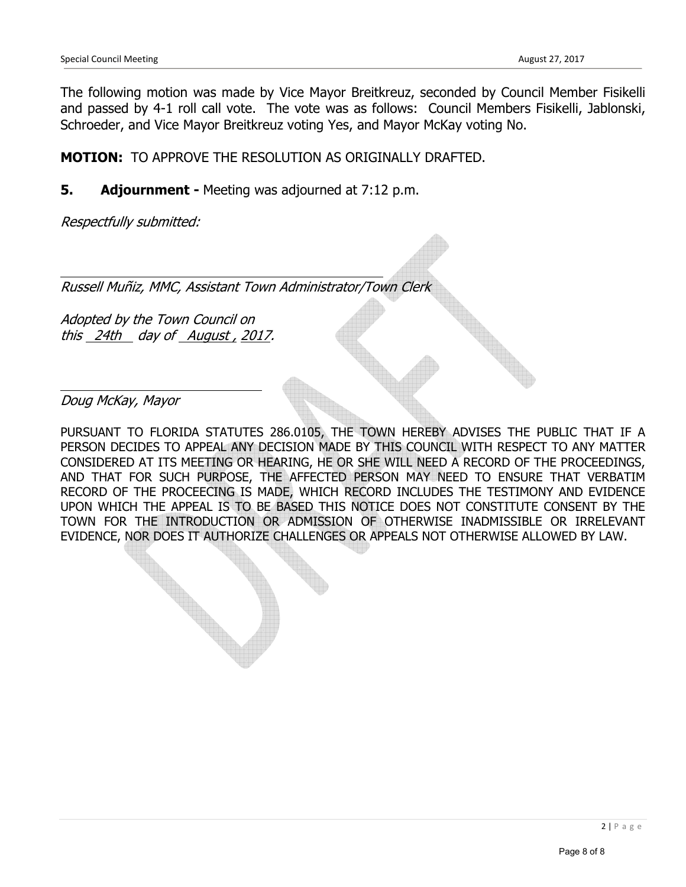The following motion was made by Vice Mayor Breitkreuz, seconded by Council Member Fisikelli and passed by 4-1 roll call vote. The vote was as follows: Council Members Fisikelli, Jablonski, Schroeder, and Vice Mayor Breitkreuz voting Yes, and Mayor McKay voting No.

**MOTION:** TO APPROVE THE RESOLUTION AS ORIGINALLY DRAFTED.

**5. Adjournment -** Meeting was adjourned at 7:12 p.m.

*Respectfully submitted:*

\_\_\_\_\_\_\_\_\_\_\_\_\_\_\_\_\_\_\_\_\_\_\_\_\_\_\_\_\_\_\_\_\_\_\_\_\_\_\_\_

*Russell Muñiz, MMC, Assistant Town Administrator/Town Clerk*

*Adopted by the Town Council on*
*this 24th day of August, 2017.*

\_\_\_\_\_\_\_\_\_\_\_\_\_\_\_\_\_\_\_\_\_\_\_\_\_\_\_

*Doug McKay, Mayor*

PURSUANT TO FLORIDA STATUTES 286.0105, THE TOWN HEREBY ADVISES THE PUBLIC THAT IF A PERSON DECIDES TO APPEAL ANY DECISION MADE BY THIS COUNCIL WITH RESPECT TO ANY MATTER CONSIDERED AT ITS MEETING OR HEARING, HE OR SHE WILL NEED A RECORD OF THE PROCEEDINGS, AND THAT FOR SUCH PURPOSE, THE AFFECTED PERSON MAY NEED TO ENSURE THAT VERBATIM RECORD OF THE PROCEECING IS MADE, WHICH RECORD INCLUDES THE TESTIMONY AND EVIDENCE UPON WHICH THE APPEAL IS TO BE BASED THIS NOTICE DOES NOT CONSTITUTE CONSENT BY THE TOWN FOR THE INTRODUCTION OR ADMISSION OF OTHERWISE INADMISSIBLE OR IRRELEVANT EVIDENCE, NOR DOES IT AUTHORIZE CHALLENGES OR APPEALS NOT OTHERWISE ALLOWED BY LAW.